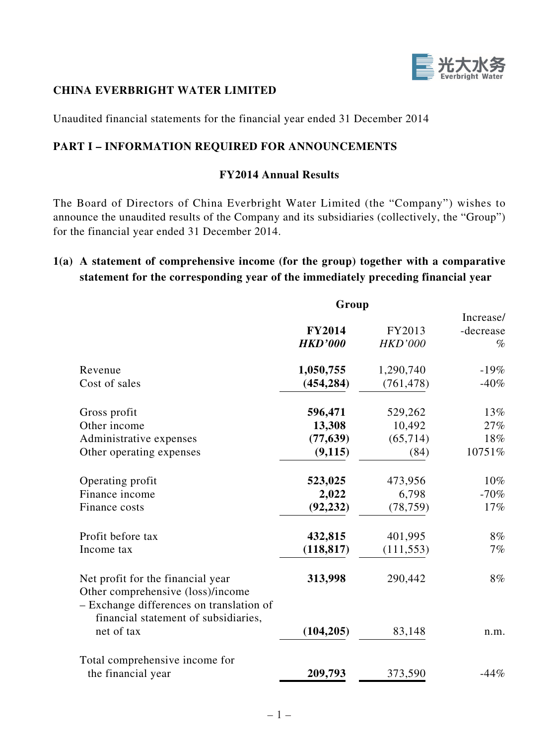**CHINA EVERBRIGHT WATER LIMITED**

Unaudited financial statements for the financial year ended 31 December 2014

## PART I – INFORMATION REQUIRED FOR ANNOUNCEMENTS

### FY2014 Annual Results

The Board of Directors of China Everbright Water Limited (the "Company") wishes to announce the unaudited results of the Company and its subsidiaries (collectively, the "Group") for the financial year ended 31 December 2014.

**1(a) A statement of comprehensive income (for the group) together with a comparative statement for the corresponding year of the immediately preceding financial year**

| | Group | | |
|---|---|---|---|
| | **FY2014** | FY2013 | Increase/ -decrease |
| | ***HKD'000*** | *HKD'000* | *%* |
| Revenue | **1,050,755** | 1,290,740 | -19% |
| Cost of sales | **(454,284)** | (761,478) | -40% |
| Gross profit | **596,471** | 529,262 | 13% |
| Other income | **13,308** | 10,492 | 27% |
| Administrative expenses | **(77,639)** | (65,714) | 18% |
| Other operating expenses | **(9,115)** | (84) | 10751% |
| Operating profit | **523,025** | 473,956 | 10% |
| Finance income | **2,022** | 6,798 | -70% |
| Finance costs | **(92,232)** | (78,759) | 17% |
| Profit before tax | **432,815** | 401,995 | 8% |
| Income tax | **(118,817)** | (111,553) | 7% |
| Net profit for the financial year | **313,998** | 290,442 | 8% |
| Other comprehensive (loss)/income | | | |
| – Exchange differences on translation of financial statement of subsidiaries, net of tax | **(104,205)** | 83,148 | n.m. |
| Total comprehensive income for the financial year | **209,793** | 373,590 | -44% |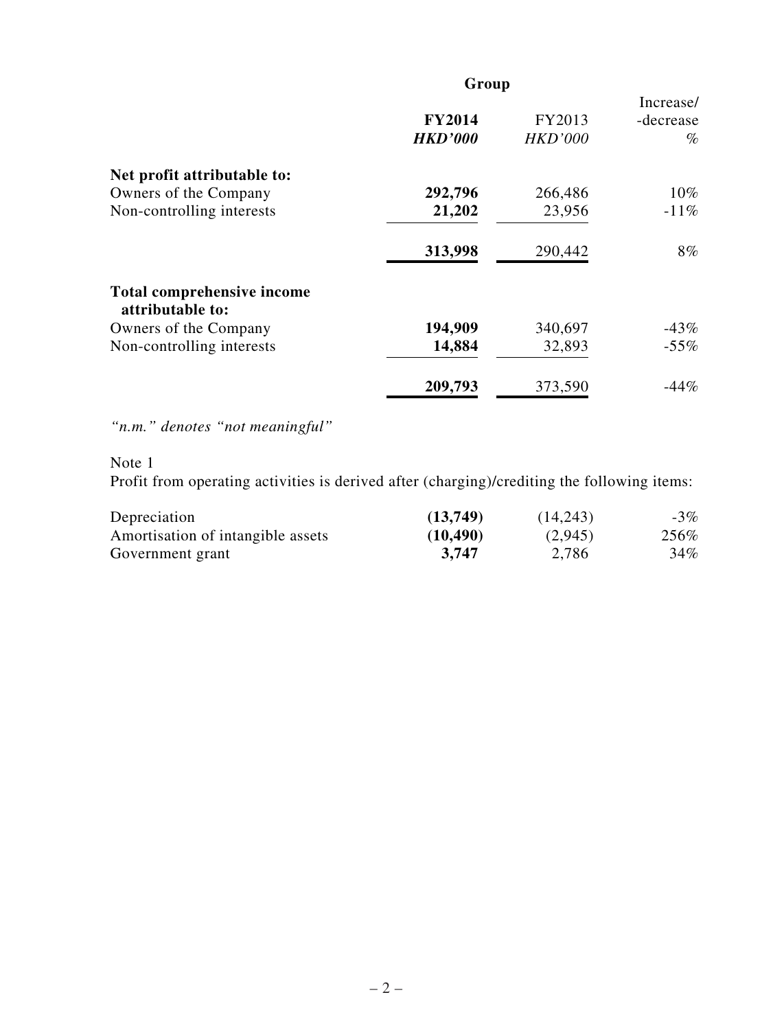| | Group | | |
|---|---|---|---|
| | **FY2014** | FY2013 | Increase/ -decrease |
| | ***HKD'000*** | *HKD'000* | *%* |
| **Net profit attributable to:** | | | |
| Owners of the Company | **292,796** | 266,486 | 10% |
| Non-controlling interests | **21,202** | 23,956 | -11% |
| | **313,998** | 290,442 | 8% |
| **Total comprehensive income attributable to:** | | | |
| Owners of the Company | **194,909** | 340,697 | -43% |
| Non-controlling interests | **14,884** | 32,893 | -55% |
| | **209,793** | 373,590 | -44% |

*"n.m." denotes "not meaningful"*

Note 1

Profit from operating activities is derived after (charging)/crediting the following items:

| | FY2014 | FY2013 | Increase/ -decrease |
|---|---|---|---|
| Depreciation | **(13,749)** | (14,243) | -3% |
| Amortisation of intangible assets | **(10,490)** | (2,945) | 256% |
| Government grant | **3,747** | 2,786 | 34% |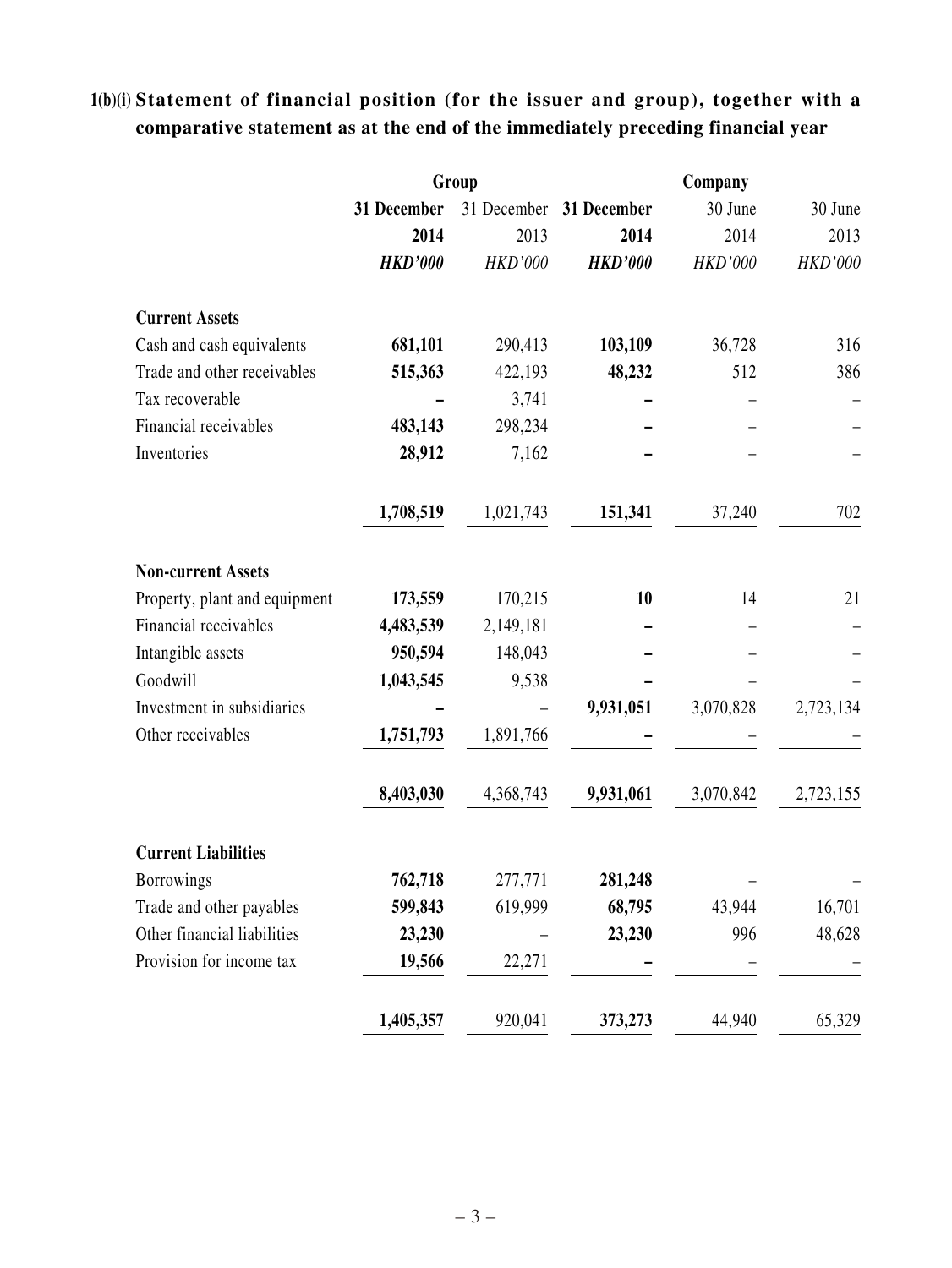## 1(b)(i) Statement of financial position (for the issuer and group), together with a comparative statement as at the end of the immediately preceding financial year

| | Group | | Company | | |
|---|---|---|---|---|---|
| | **31 December 2014** | 31 December 2013 | **31 December 2014** | 30 June 2014 | 30 June 2013 |
| | ***HKD'000*** | *HKD'000* | ***HKD'000*** | *HKD'000* | *HKD'000* |
| **Current Assets** | | | | | |
| Cash and cash equivalents | **681,101** | 290,413 | **103,109** | 36,728 | 316 |
| Trade and other receivables | **515,363** | 422,193 | **48,232** | 512 | 386 |
| Tax recoverable | **–** | 3,741 | **–** | – | – |
| Financial receivables | **483,143** | 298,234 | **–** | – | – |
| Inventories | **28,912** | 7,162 | **–** | – | – |
| | **1,708,519** | 1,021,743 | **151,341** | 37,240 | 702 |
| **Non-current Assets** | | | | | |
| Property, plant and equipment | **173,559** | 170,215 | **10** | 14 | 21 |
| Financial receivables | **4,483,539** | 2,149,181 | **–** | – | – |
| Intangible assets | **950,594** | 148,043 | **–** | – | – |
| Goodwill | **1,043,545** | 9,538 | **–** | – | – |
| Investment in subsidiaries | **–** | – | **9,931,051** | 3,070,828 | 2,723,134 |
| Other receivables | **1,751,793** | 1,891,766 | **–** | – | – |
| | **8,403,030** | 4,368,743 | **9,931,061** | 3,070,842 | 2,723,155 |
| **Current Liabilities** | | | | | |
| Borrowings | **762,718** | 277,771 | **281,248** | – | – |
| Trade and other payables | **599,843** | 619,999 | **68,795** | 43,944 | 16,701 |
| Other financial liabilities | **23,230** | – | **23,230** | 996 | 48,628 |
| Provision for income tax | **19,566** | 22,271 | **–** | – | – |
| | **1,405,357** | 920,041 | **373,273** | 44,940 | 65,329 |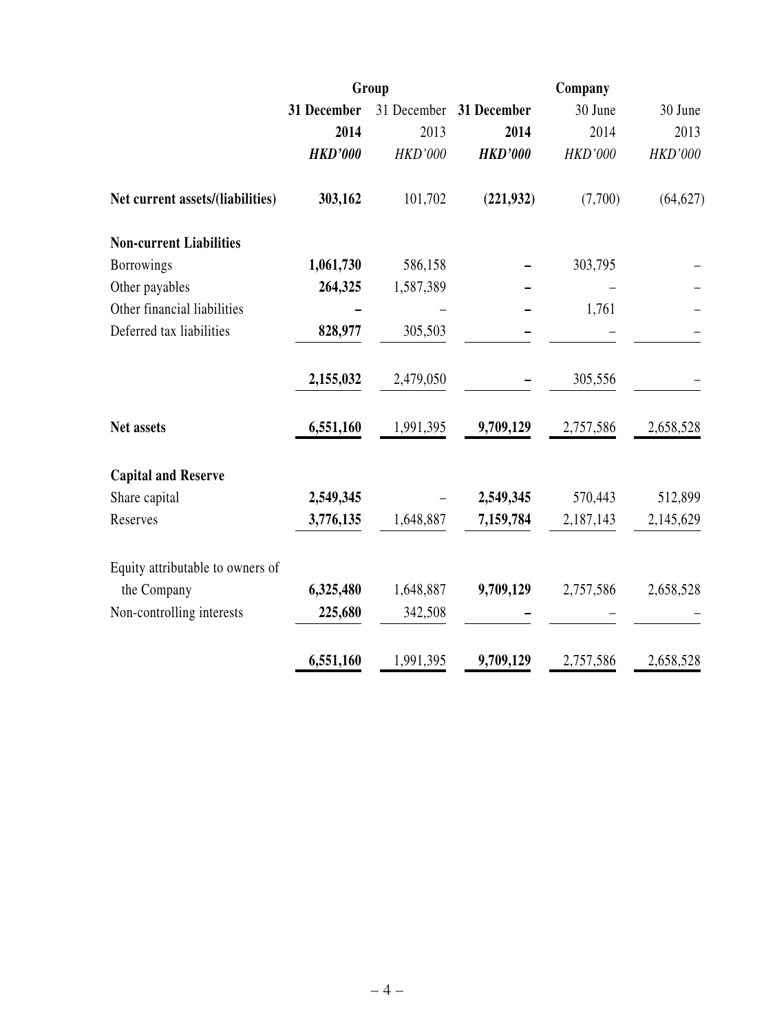| | Group | | Company | | |
|---|---|---|---|---|---|
| | **31 December 2014** | 31 December 2013 | **31 December 2014** | 30 June 2014 | 30 June 2013 |
| | ***HKD'000*** | *HKD'000* | ***HKD'000*** | *HKD'000* | *HKD'000* |
| **Net current assets/(liabilities)** | **303,162** | 101,702 | **(221,932)** | (7,700) | (64,627) |
| **Non-current Liabilities** | | | | | |
| Borrowings | **1,061,730** | 586,158 | **–** | 303,795 | – |
| Other payables | **264,325** | 1,587,389 | **–** | – | – |
| Other financial liabilities | **–** | – | **–** | 1,761 | – |
| Deferred tax liabilities | **828,977** | 305,503 | **–** | – | – |
| | **2,155,032** | 2,479,050 | **–** | 305,556 | – |
| **Net assets** | **6,551,160** | 1,991,395 | **9,709,129** | 2,757,586 | 2,658,528 |
| **Capital and Reserve** | | | | | |
| Share capital | **2,549,345** | – | **2,549,345** | 570,443 | 512,899 |
| Reserves | **3,776,135** | 1,648,887 | **7,159,784** | 2,187,143 | 2,145,629 |
| Equity attributable to owners of the Company | **6,325,480** | 1,648,887 | **9,709,129** | 2,757,586 | 2,658,528 |
| Non-controlling interests | **225,680** | 342,508 | **–** | – | – |
| | **6,551,160** | 1,991,395 | **9,709,129** | 2,757,586 | 2,658,528 |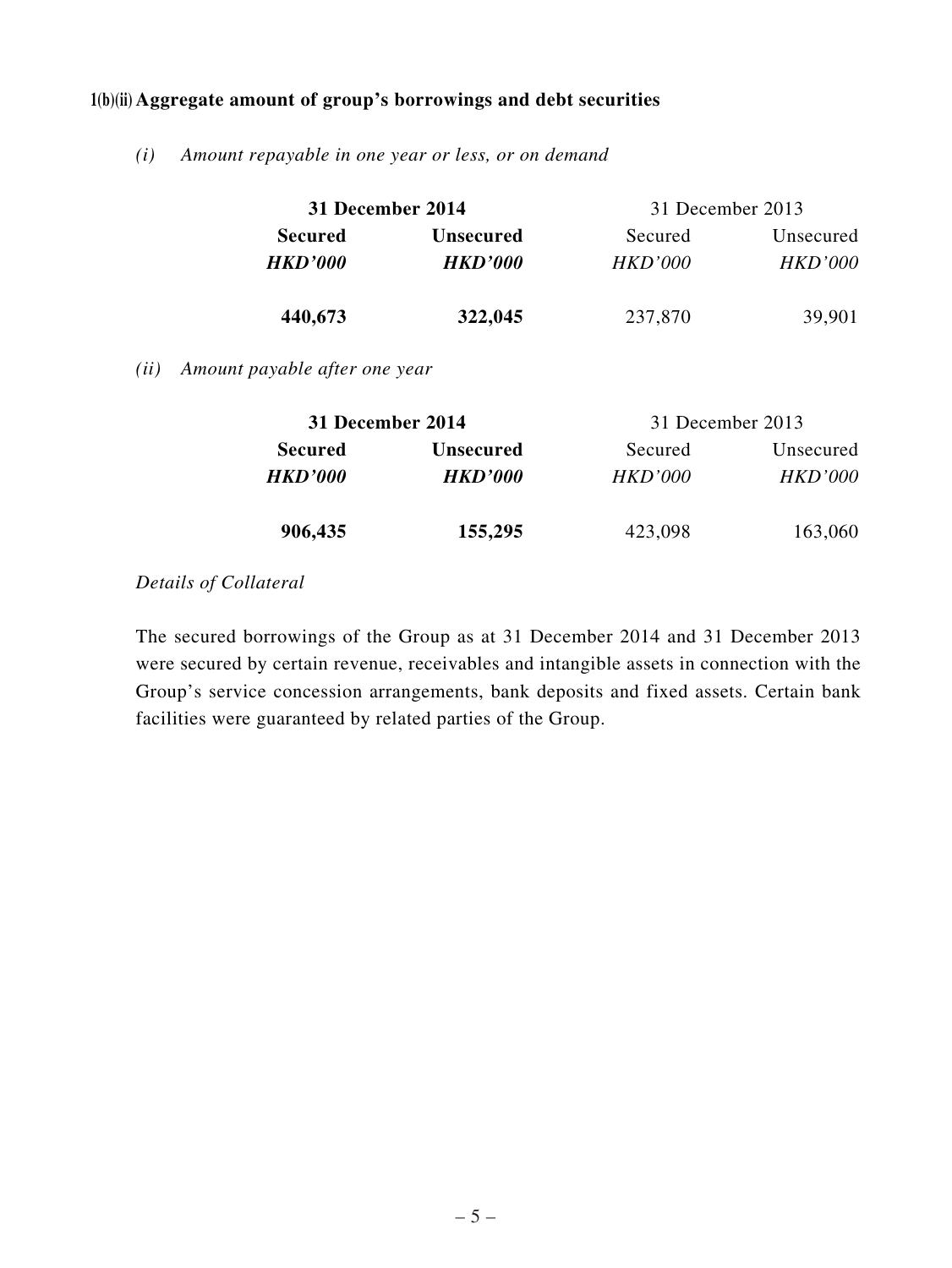### 1(b)(ii) Aggregate amount of group's borrowings and debt securities

*(i) Amount repayable in one year or less, or on demand*

| 31 December 2014 | | 31 December 2013 | |
|---|---|---|---|
| **Secured** | **Unsecured** | Secured | Unsecured |
| ***HKD'000*** | ***HKD'000*** | *HKD'000* | *HKD'000* |
| **440,673** | **322,045** | 237,870 | 39,901 |

*(ii) Amount payable after one year*

| 31 December 2014 | | 31 December 2013 | |
|---|---|---|---|
| **Secured** | **Unsecured** | Secured | Unsecured |
| ***HKD'000*** | ***HKD'000*** | *HKD'000* | *HKD'000* |
| **906,435** | **155,295** | 423,098 | 163,060 |

*Details of Collateral*

The secured borrowings of the Group as at 31 December 2014 and 31 December 2013 were secured by certain revenue, receivables and intangible assets in connection with the Group's service concession arrangements, bank deposits and fixed assets. Certain bank facilities were guaranteed by related parties of the Group.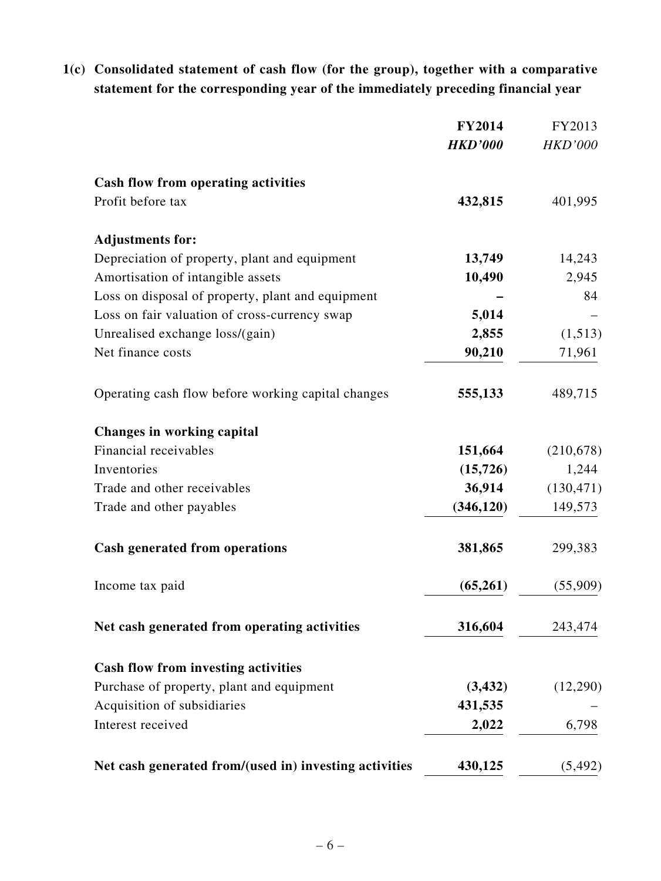## 1(c) Consolidated statement of cash flow (for the group), together with a comparative statement for the corresponding year of the immediately preceding financial year

| | **FY2014** | FY2013 |
|---|---|---|
| | ***HKD'000*** | *HKD'000* |
| **Cash flow from operating activities** | | |
| Profit before tax | **432,815** | 401,995 |
| **Adjustments for:** | | |
| Depreciation of property, plant and equipment | **13,749** | 14,243 |
| Amortisation of intangible assets | **10,490** | 2,945 |
| Loss on disposal of property, plant and equipment | **–** | 84 |
| Loss on fair valuation of cross-currency swap | **5,014** | – |
| Unrealised exchange loss/(gain) | **2,855** | (1,513) |
| Net finance costs | **90,210** | 71,961 |
| Operating cash flow before working capital changes | **555,133** | 489,715 |
| **Changes in working capital** | | |
| Financial receivables | **151,664** | (210,678) |
| Inventories | **(15,726)** | 1,244 |
| Trade and other receivables | **36,914** | (130,471) |
| Trade and other payables | **(346,120)** | 149,573 |
| **Cash generated from operations** | **381,865** | 299,383 |
| Income tax paid | **(65,261)** | (55,909) |
| **Net cash generated from operating activities** | **316,604** | 243,474 |
| **Cash flow from investing activities** | | |
| Purchase of property, plant and equipment | **(3,432)** | (12,290) |
| Acquisition of subsidiaries | **431,535** | – |
| Interest received | **2,022** | 6,798 |
| **Net cash generated from/(used in) investing activities** | **430,125** | (5,492) |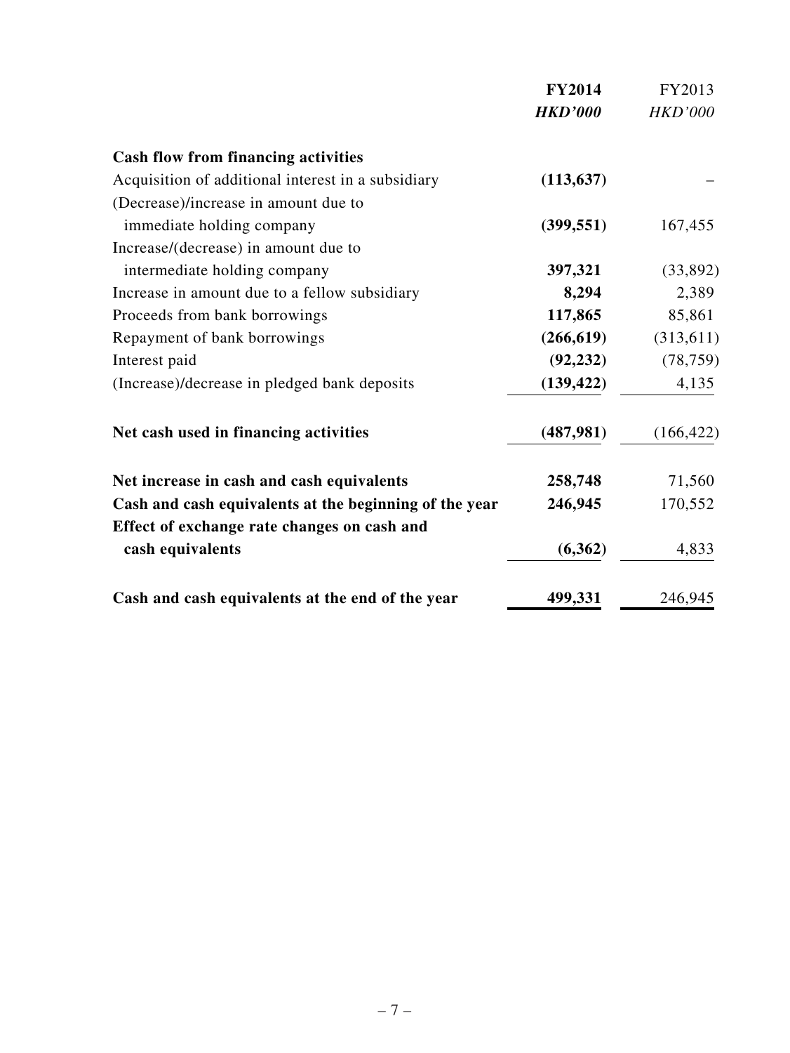| | FY2014 | FY2013 |
|---|---|---|
| | *HKD'000* | *HKD'000* |
| **Cash flow from financing activities** | | |
| Acquisition of additional interest in a subsidiary | **(113,637)** | – |
| (Decrease)/increase in amount due to immediate holding company | **(399,551)** | 167,455 |
| Increase/(decrease) in amount due to intermediate holding company | **397,321** | (33,892) |
| Increase in amount due to a fellow subsidiary | **8,294** | 2,389 |
| Proceeds from bank borrowings | **117,865** | 85,861 |
| Repayment of bank borrowings | **(266,619)** | (313,611) |
| Interest paid | **(92,232)** | (78,759) |
| (Increase)/decrease in pledged bank deposits | **(139,422)** | 4,135 |
| **Net cash used in financing activities** | **(487,981)** | (166,422) |
| **Net increase in cash and cash equivalents** | **258,748** | 71,560 |
| **Cash and cash equivalents at the beginning of the year** | **246,945** | 170,552 |
| **Effect of exchange rate changes on cash and cash equivalents** | **(6,362)** | 4,833 |
| **Cash and cash equivalents at the end of the year** | **499,331** | 246,945 |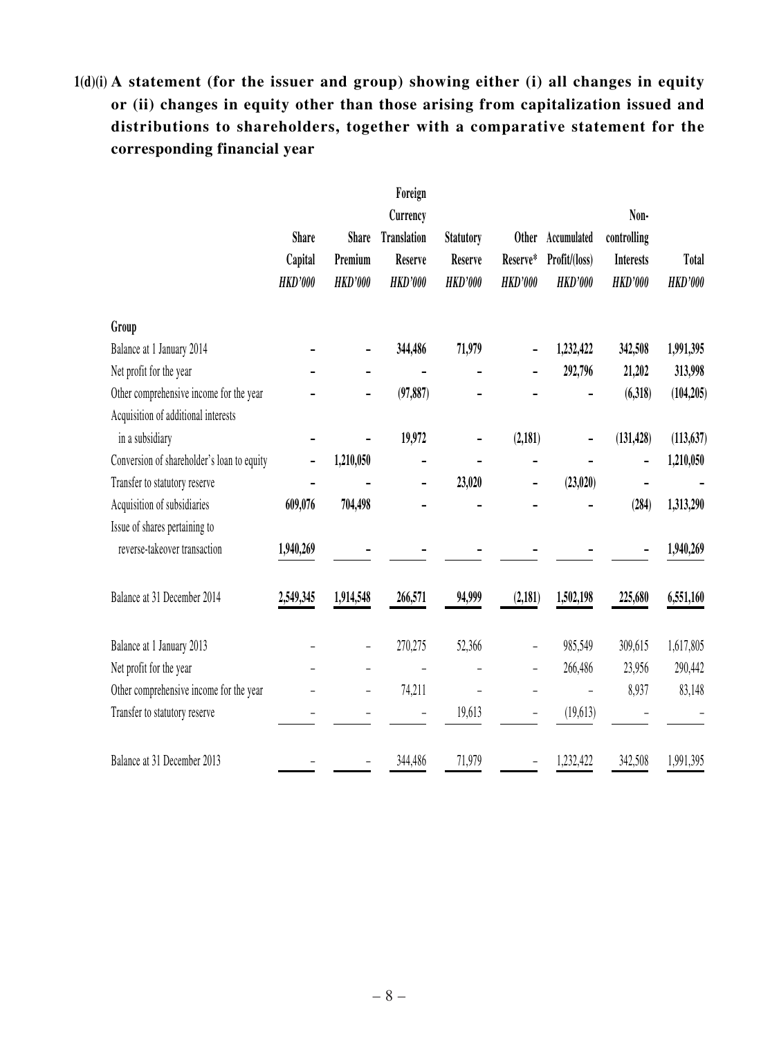**1(d)(i) A statement (for the issuer and group) showing either (i) all changes in equity or (ii) changes in equity other than those arising from capitalization issued and distributions to shareholders, together with a comparative statement for the corresponding financial year**

| | Share Capital | Share Premium | Foreign Currency Translation Reserve | Statutory Reserve | Other Reserve* | Accumulated Profit/(loss) | Non-controlling Interests | Total |
|---|---|---|---|---|---|---|---|---|
| | *HKD'000* | *HKD'000* | *HKD'000* | *HKD'000* | *HKD'000* | *HKD'000* | *HKD'000* | *HKD'000* |
| **Group** | | | | | | | | |
| Balance at 1 January 2014 | – | – | 344,486 | 71,979 | – | 1,232,422 | 342,508 | 1,991,395 |
| Net profit for the year | – | – | – | – | – | 292,796 | 21,202 | 313,998 |
| Other comprehensive income for the year | – | – | (97,887) | – | – | – | (6,318) | (104,205) |
| Acquisition of additional interests in a subsidiary | – | – | 19,972 | – | (2,181) | – | (131,428) | (113,637) |
| Conversion of shareholder's loan to equity | – | 1,210,050 | – | – | – | – | – | 1,210,050 |
| Transfer to statutory reserve | – | – | – | 23,020 | – | (23,020) | – | – |
| Acquisition of subsidiaries | 609,076 | 704,498 | – | – | – | – | (284) | 1,313,290 |
| Issue of shares pertaining to reverse-takeover transaction | 1,940,269 | – | – | – | – | – | – | 1,940,269 |
| Balance at 31 December 2014 | 2,549,345 | 1,914,548 | 266,571 | 94,999 | (2,181) | 1,502,198 | 225,680 | 6,551,160 |
| Balance at 1 January 2013 | – | – | 270,275 | 52,366 | – | 985,549 | 309,615 | 1,617,805 |
| Net profit for the year | – | – | – | – | – | 266,486 | 23,956 | 290,442 |
| Other comprehensive income for the year | – | – | 74,211 | – | – | – | 8,937 | 83,148 |
| Transfer to statutory reserve | – | – | – | 19,613 | – | (19,613) | – | – |
| Balance at 31 December 2013 | – | – | 344,486 | 71,979 | – | 1,232,422 | 342,508 | 1,991,395 |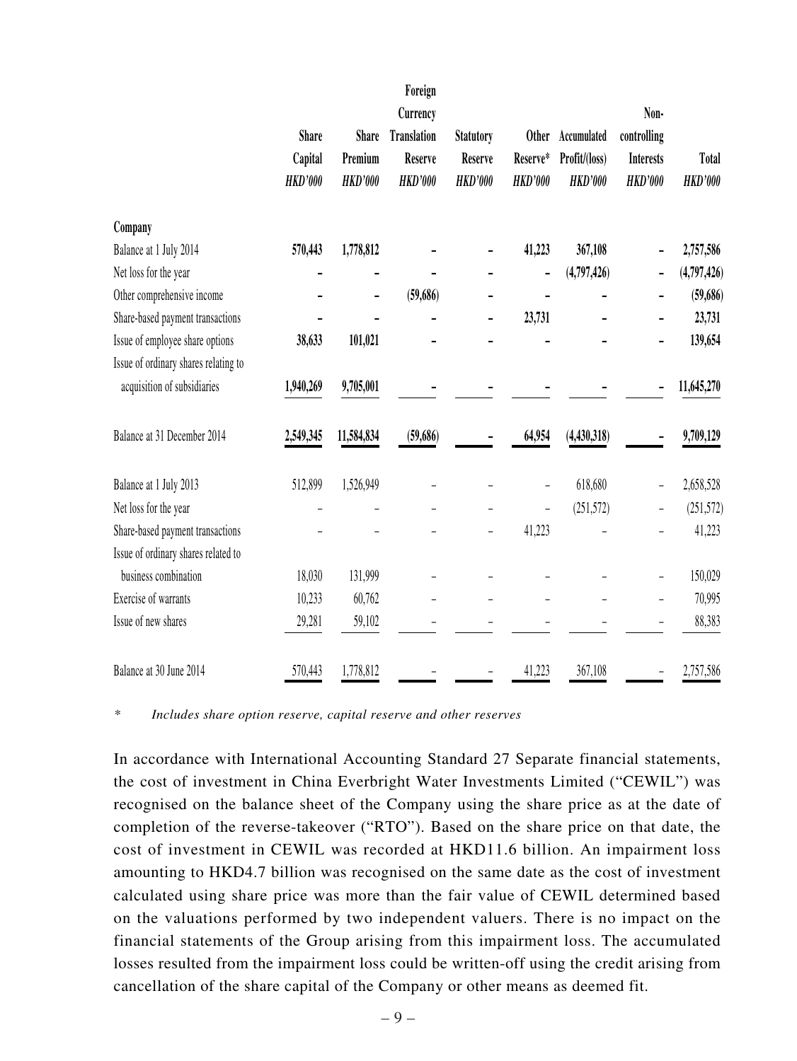| | Share Capital HKD'000 | Share Premium HKD'000 | Foreign Currency Translation Reserve HKD'000 | Statutory Reserve HKD'000 | Other Reserve* HKD'000 | Accumulated Profit/(loss) HKD'000 | Non-controlling Interests HKD'000 | Total HKD'000 |
|---|---|---|---|---|---|---|---|---|
| **Company** | | | | | | | | |
| Balance at 1 July 2014 | **570,443** | **1,778,812** | **–** | **–** | **41,223** | **367,108** | **–** | **2,757,586** |
| Net loss for the year | **–** | **–** | **–** | **–** | **–** | **(4,797,426)** | **–** | **(4,797,426)** |
| Other comprehensive income | **–** | **–** | **(59,686)** | **–** | **–** | **–** | **–** | **(59,686)** |
| Share-based payment transactions | **–** | **–** | **–** | **–** | **23,731** | **–** | **–** | **23,731** |
| Issue of employee share options | **38,633** | **101,021** | **–** | **–** | **–** | **–** | **–** | **139,654** |
| Issue of ordinary shares relating to acquisition of subsidiaries | **1,940,269** | **9,705,001** | **–** | **–** | **–** | **–** | **–** | **11,645,270** |
| Balance at 31 December 2014 | **2,549,345** | **11,584,834** | **(59,686)** | **–** | **64,954** | **(4,430,318)** | **–** | **9,709,129** |
| Balance at 1 July 2013 | 512,899 | 1,526,949 | – | – | – | 618,680 | – | 2,658,528 |
| Net loss for the year | – | – | – | – | – | (251,572) | – | (251,572) |
| Share-based payment transactions | – | – | – | – | 41,223 | – | – | 41,223 |
| Issue of ordinary shares related to business combination | 18,030 | 131,999 | – | – | – | – | – | 150,029 |
| Exercise of warrants | 10,233 | 60,762 | – | – | – | – | – | 70,995 |
| Issue of new shares | 29,281 | 59,102 | – | – | – | – | – | 88,383 |
| Balance at 30 June 2014 | 570,443 | 1,778,812 | – | – | 41,223 | 367,108 | – | 2,757,586 |

\* *Includes share option reserve, capital reserve and other reserves*

In accordance with International Accounting Standard 27 Separate financial statements, the cost of investment in China Everbright Water Investments Limited ("CEWIL") was recognised on the balance sheet of the Company using the share price as at the date of completion of the reverse-takeover ("RTO"). Based on the share price on that date, the cost of investment in CEWIL was recorded at HKD11.6 billion. An impairment loss amounting to HKD4.7 billion was recognised on the same date as the cost of investment calculated using share price was more than the fair value of CEWIL determined based on the valuations performed by two independent valuers. There is no impact on the financial statements of the Group arising from this impairment loss. The accumulated losses resulted from the impairment loss could be written-off using the credit arising from cancellation of the share capital of the Company or other means as deemed fit.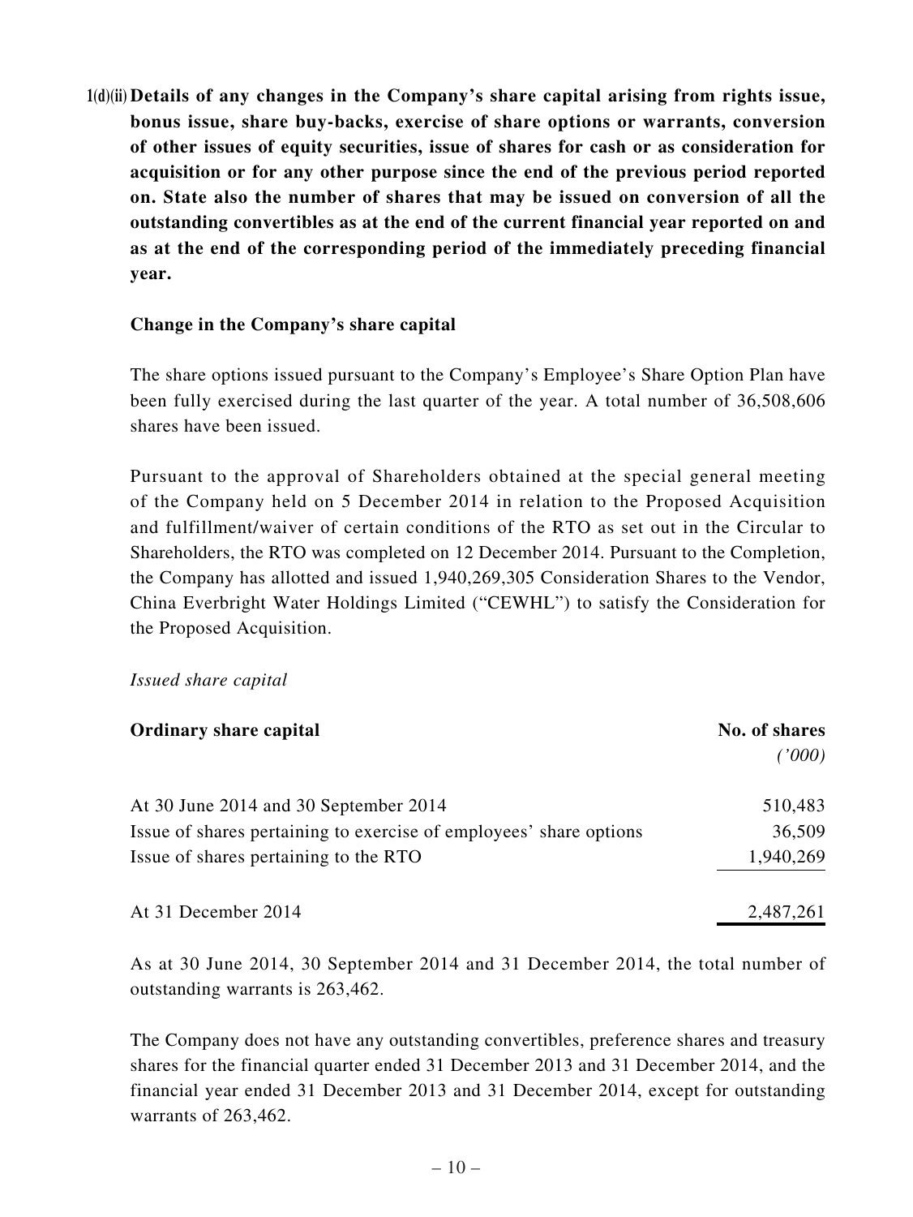**1(d)(ii) Details of any changes in the Company's share capital arising from rights issue, bonus issue, share buy-backs, exercise of share options or warrants, conversion of other issues of equity securities, issue of shares for cash or as consideration for acquisition or for any other purpose since the end of the previous period reported on. State also the number of shares that may be issued on conversion of all the outstanding convertibles as at the end of the current financial year reported on and as at the end of the corresponding period of the immediately preceding financial year.**

**Change in the Company's share capital**

The share options issued pursuant to the Company's Employee's Share Option Plan have been fully exercised during the last quarter of the year. A total number of 36,508,606 shares have been issued.

Pursuant to the approval of Shareholders obtained at the special general meeting of the Company held on 5 December 2014 in relation to the Proposed Acquisition and fulfillment/waiver of certain conditions of the RTO as set out in the Circular to Shareholders, the RTO was completed on 12 December 2014. Pursuant to the Completion, the Company has allotted and issued 1,940,269,305 Consideration Shares to the Vendor, China Everbright Water Holdings Limited ("CEWHL") to satisfy the Consideration for the Proposed Acquisition.

*Issued share capital*

| **Ordinary share capital** | **No. of shares** *('000)* |
|---|---|
| At 30 June 2014 and 30 September 2014 | 510,483 |
| Issue of shares pertaining to exercise of employees' share options | 36,509 |
| Issue of shares pertaining to the RTO | 1,940,269 |
| At 31 December 2014 | 2,487,261 |

As at 30 June 2014, 30 September 2014 and 31 December 2014, the total number of outstanding warrants is 263,462.

The Company does not have any outstanding convertibles, preference shares and treasury shares for the financial quarter ended 31 December 2013 and 31 December 2014, and the financial year ended 31 December 2013 and 31 December 2014, except for outstanding warrants of 263,462.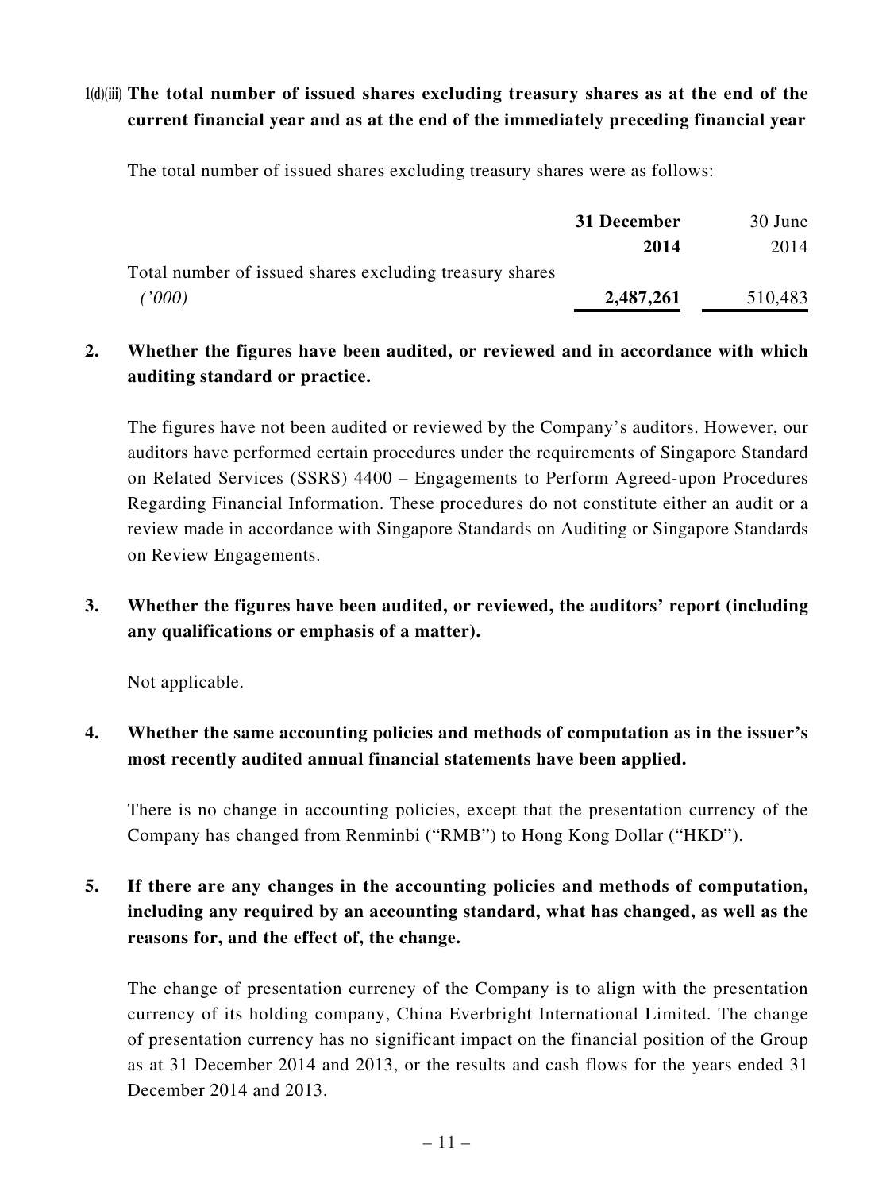**1(d)(iii) The total number of issued shares excluding treasury shares as at the end of the current financial year and as at the end of the immediately preceding financial year**

The total number of issued shares excluding treasury shares were as follows:

| | **31 December 2014** | 30 June 2014 |
|---|---|---|
| Total number of issued shares excluding treasury shares *('000)* | **2,487,261** | 510,483 |

**2. Whether the figures have been audited, or reviewed and in accordance with which auditing standard or practice.**

The figures have not been audited or reviewed by the Company's auditors. However, our auditors have performed certain procedures under the requirements of Singapore Standard on Related Services (SSRS) 4400 – Engagements to Perform Agreed-upon Procedures Regarding Financial Information. These procedures do not constitute either an audit or a review made in accordance with Singapore Standards on Auditing or Singapore Standards on Review Engagements.

**3. Whether the figures have been audited, or reviewed, the auditors' report (including any qualifications or emphasis of a matter).**

Not applicable.

**4. Whether the same accounting policies and methods of computation as in the issuer's most recently audited annual financial statements have been applied.**

There is no change in accounting policies, except that the presentation currency of the Company has changed from Renminbi ("RMB") to Hong Kong Dollar ("HKD").

**5. If there are any changes in the accounting policies and methods of computation, including any required by an accounting standard, what has changed, as well as the reasons for, and the effect of, the change.**

The change of presentation currency of the Company is to align with the presentation currency of its holding company, China Everbright International Limited. The change of presentation currency has no significant impact on the financial position of the Group as at 31 December 2014 and 2013, or the results and cash flows for the years ended 31 December 2014 and 2013.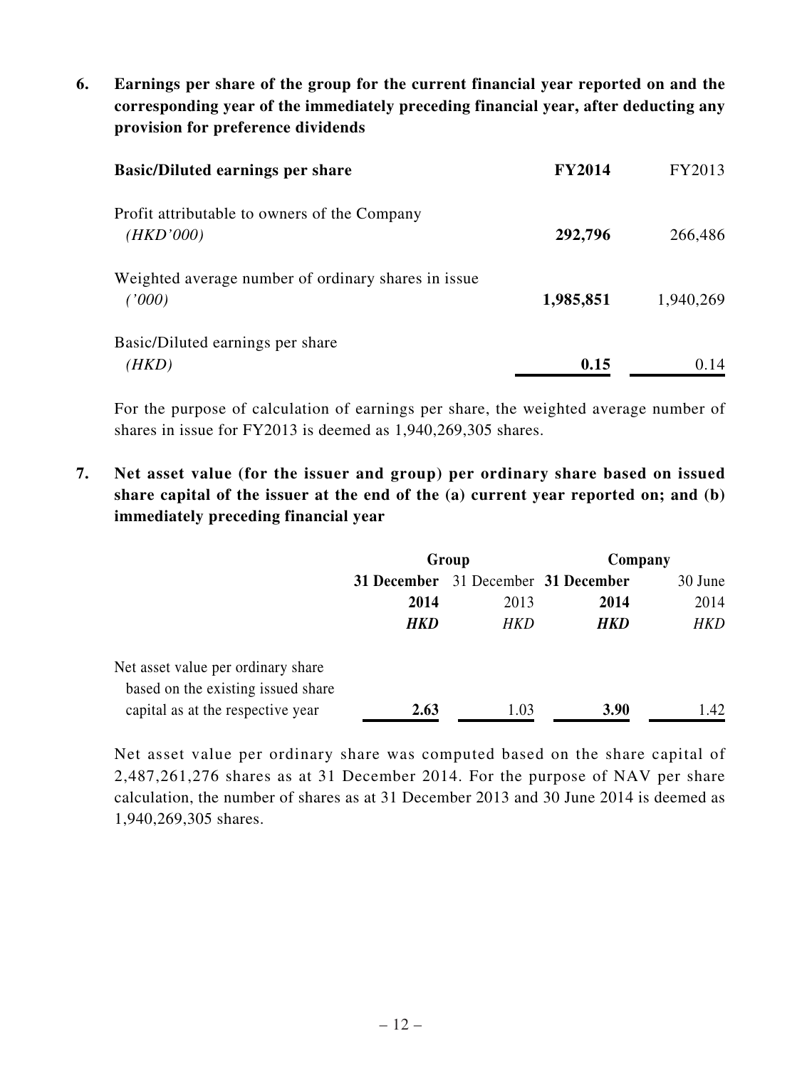**6. Earnings per share of the group for the current financial year reported on and the corresponding year of the immediately preceding financial year, after deducting any provision for preference dividends**

| **Basic/Diluted earnings per share** | **FY2014** | FY2013 |
|---|---|---|
| Profit attributable to owners of the Company *(HKD'000)* | **292,796** | 266,486 |
| Weighted average number of ordinary shares in issue *('000)* | **1,985,851** | 1,940,269 |
| Basic/Diluted earnings per share *(HKD)* | **0.15** | 0.14 |

For the purpose of calculation of earnings per share, the weighted average number of shares in issue for FY2013 is deemed as 1,940,269,305 shares.

**7. Net asset value (for the issuer and group) per ordinary share based on issued share capital of the issuer at the end of the (a) current year reported on; and (b) immediately preceding financial year**

| | **Group** | | **Company** | |
|---|---|---|---|---|
| | **31 December 2014** | 31 December 2013 | **31 December 2014** | 30 June 2014 |
| | ***HKD*** | *HKD* | ***HKD*** | *HKD* |
| Net asset value per ordinary share based on the existing issued share capital as at the respective year | **2.63** | 1.03 | **3.90** | 1.42 |

Net asset value per ordinary share was computed based on the share capital of 2,487,261,276 shares as at 31 December 2014. For the purpose of NAV per share calculation, the number of shares as at 31 December 2013 and 30 June 2014 is deemed as 1,940,269,305 shares.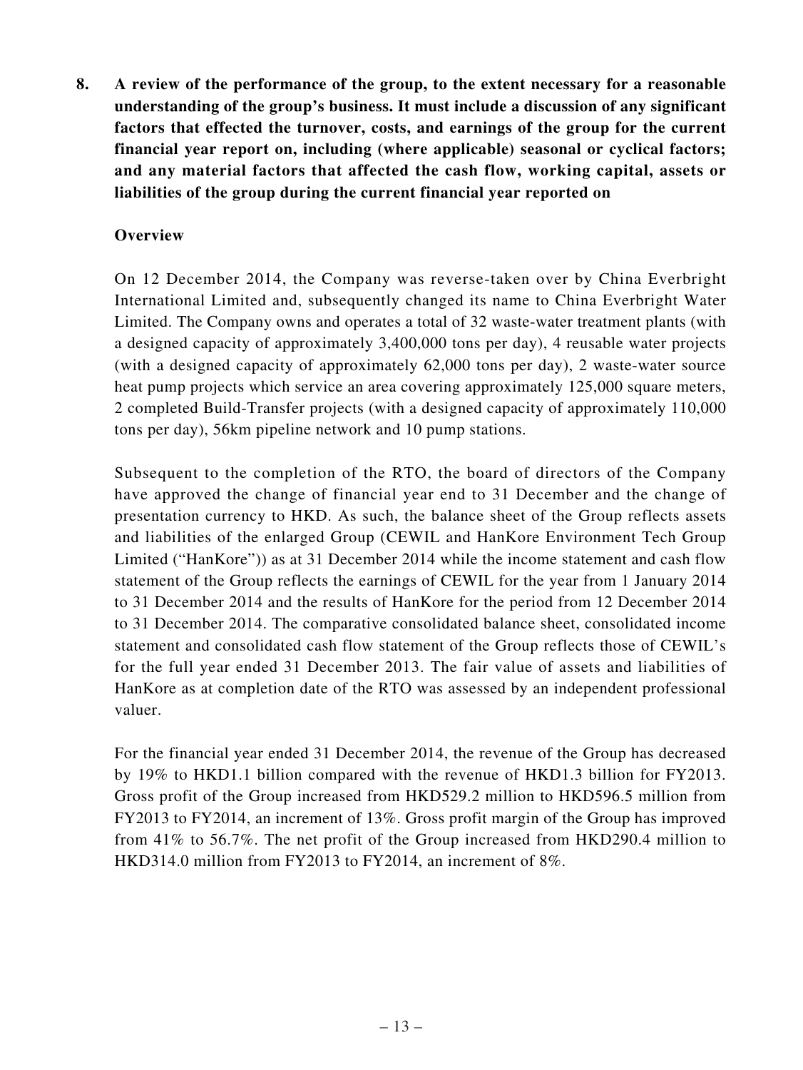**8. A review of the performance of the group, to the extent necessary for a reasonable understanding of the group's business. It must include a discussion of any significant factors that effected the turnover, costs, and earnings of the group for the current financial year report on, including (where applicable) seasonal or cyclical factors; and any material factors that affected the cash flow, working capital, assets or liabilities of the group during the current financial year reported on**

**Overview**

On 12 December 2014, the Company was reverse-taken over by China Everbright International Limited and, subsequently changed its name to China Everbright Water Limited. The Company owns and operates a total of 32 waste-water treatment plants (with a designed capacity of approximately 3,400,000 tons per day), 4 reusable water projects (with a designed capacity of approximately 62,000 tons per day), 2 waste-water source heat pump projects which service an area covering approximately 125,000 square meters, 2 completed Build-Transfer projects (with a designed capacity of approximately 110,000 tons per day), 56km pipeline network and 10 pump stations.

Subsequent to the completion of the RTO, the board of directors of the Company have approved the change of financial year end to 31 December and the change of presentation currency to HKD. As such, the balance sheet of the Group reflects assets and liabilities of the enlarged Group (CEWIL and HanKore Environment Tech Group Limited ("HanKore")) as at 31 December 2014 while the income statement and cash flow statement of the Group reflects the earnings of CEWIL for the year from 1 January 2014 to 31 December 2014 and the results of HanKore for the period from 12 December 2014 to 31 December 2014. The comparative consolidated balance sheet, consolidated income statement and consolidated cash flow statement of the Group reflects those of CEWIL's for the full year ended 31 December 2013. The fair value of assets and liabilities of HanKore as at completion date of the RTO was assessed by an independent professional valuer.

For the financial year ended 31 December 2014, the revenue of the Group has decreased by 19% to HKD1.1 billion compared with the revenue of HKD1.3 billion for FY2013. Gross profit of the Group increased from HKD529.2 million to HKD596.5 million from FY2013 to FY2014, an increment of 13%. Gross profit margin of the Group has improved from 41% to 56.7%. The net profit of the Group increased from HKD290.4 million to HKD314.0 million from FY2013 to FY2014, an increment of 8%.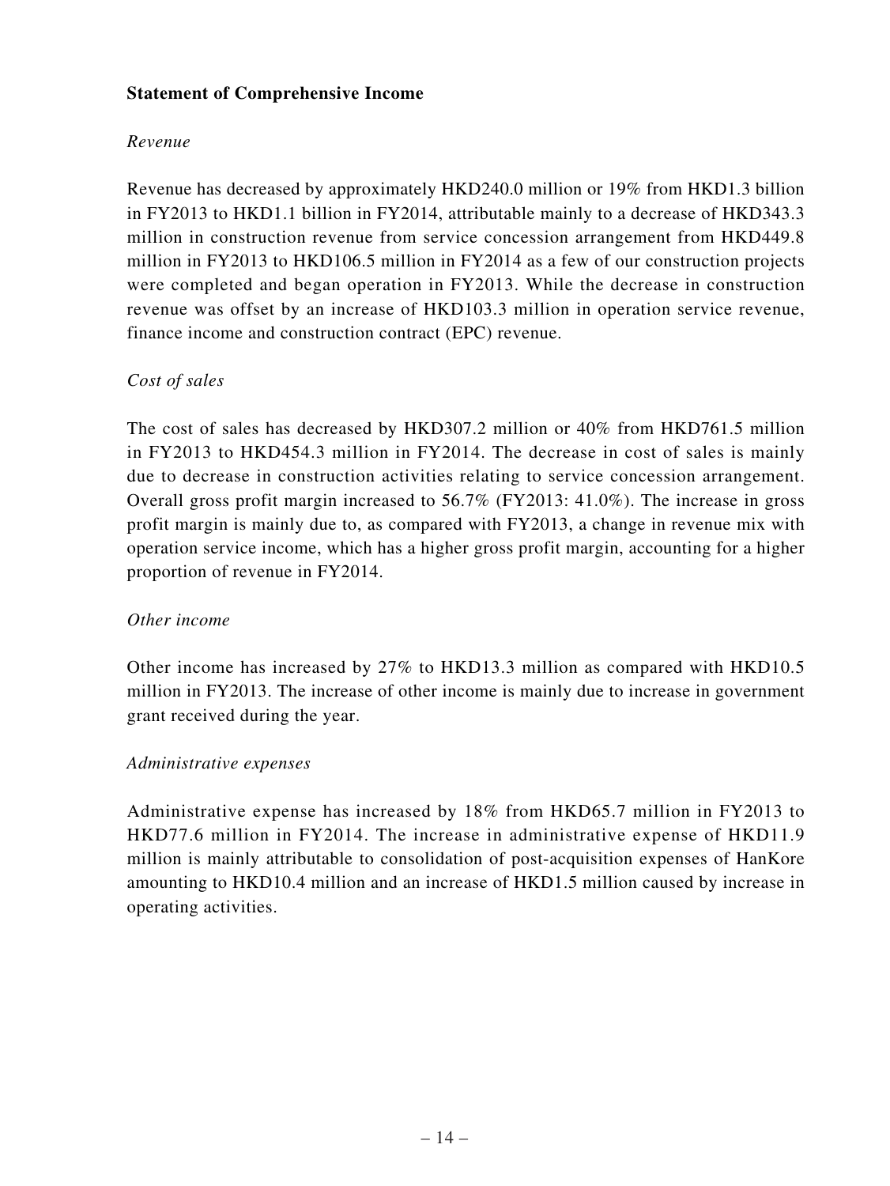**Statement of Comprehensive Income**

*Revenue*

Revenue has decreased by approximately HKD240.0 million or 19% from HKD1.3 billion in FY2013 to HKD1.1 billion in FY2014, attributable mainly to a decrease of HKD343.3 million in construction revenue from service concession arrangement from HKD449.8 million in FY2013 to HKD106.5 million in FY2014 as a few of our construction projects were completed and began operation in FY2013. While the decrease in construction revenue was offset by an increase of HKD103.3 million in operation service revenue, finance income and construction contract (EPC) revenue.

*Cost of sales*

The cost of sales has decreased by HKD307.2 million or 40% from HKD761.5 million in FY2013 to HKD454.3 million in FY2014. The decrease in cost of sales is mainly due to decrease in construction activities relating to service concession arrangement. Overall gross profit margin increased to 56.7% (FY2013: 41.0%). The increase in gross profit margin is mainly due to, as compared with FY2013, a change in revenue mix with operation service income, which has a higher gross profit margin, accounting for a higher proportion of revenue in FY2014.

*Other income*

Other income has increased by 27% to HKD13.3 million as compared with HKD10.5 million in FY2013. The increase of other income is mainly due to increase in government grant received during the year.

*Administrative expenses*

Administrative expense has increased by 18% from HKD65.7 million in FY2013 to HKD77.6 million in FY2014. The increase in administrative expense of HKD11.9 million is mainly attributable to consolidation of post-acquisition expenses of HanKore amounting to HKD10.4 million and an increase of HKD1.5 million caused by increase in operating activities.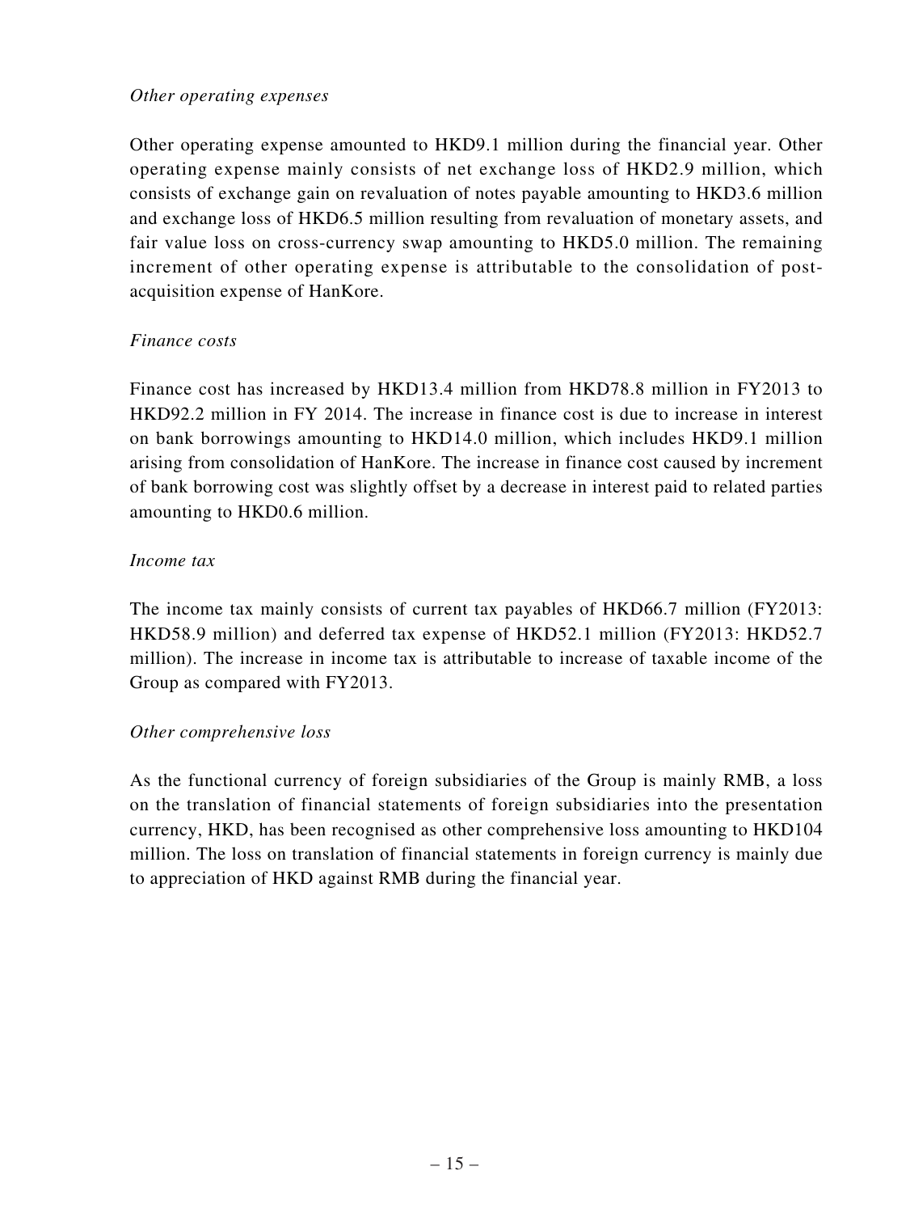*Other operating expenses*

Other operating expense amounted to HKD9.1 million during the financial year. Other operating expense mainly consists of net exchange loss of HKD2.9 million, which consists of exchange gain on revaluation of notes payable amounting to HKD3.6 million and exchange loss of HKD6.5 million resulting from revaluation of monetary assets, and fair value loss on cross-currency swap amounting to HKD5.0 million. The remaining increment of other operating expense is attributable to the consolidation of post-acquisition expense of HanKore.

*Finance costs*

Finance cost has increased by HKD13.4 million from HKD78.8 million in FY2013 to HKD92.2 million in FY 2014. The increase in finance cost is due to increase in interest on bank borrowings amounting to HKD14.0 million, which includes HKD9.1 million arising from consolidation of HanKore. The increase in finance cost caused by increment of bank borrowing cost was slightly offset by a decrease in interest paid to related parties amounting to HKD0.6 million.

*Income tax*

The income tax mainly consists of current tax payables of HKD66.7 million (FY2013: HKD58.9 million) and deferred tax expense of HKD52.1 million (FY2013: HKD52.7 million). The increase in income tax is attributable to increase of taxable income of the Group as compared with FY2013.

*Other comprehensive loss*

As the functional currency of foreign subsidiaries of the Group is mainly RMB, a loss on the translation of financial statements of foreign subsidiaries into the presentation currency, HKD, has been recognised as other comprehensive loss amounting to HKD104 million. The loss on translation of financial statements in foreign currency is mainly due to appreciation of HKD against RMB during the financial year.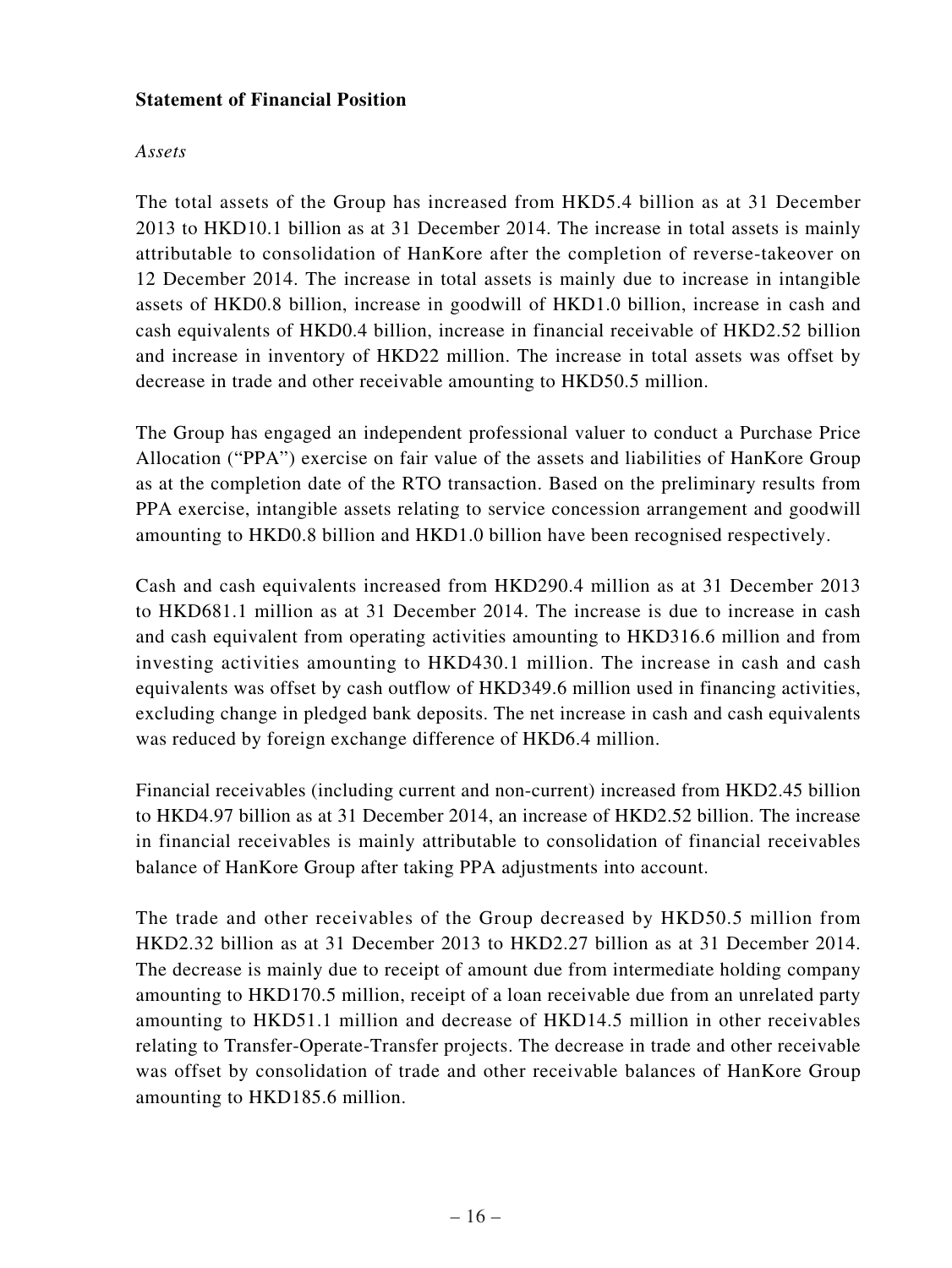**Statement of Financial Position**

*Assets*

The total assets of the Group has increased from HKD5.4 billion as at 31 December 2013 to HKD10.1 billion as at 31 December 2014. The increase in total assets is mainly attributable to consolidation of HanKore after the completion of reverse-takeover on 12 December 2014. The increase in total assets is mainly due to increase in intangible assets of HKD0.8 billion, increase in goodwill of HKD1.0 billion, increase in cash and cash equivalents of HKD0.4 billion, increase in financial receivable of HKD2.52 billion and increase in inventory of HKD22 million. The increase in total assets was offset by decrease in trade and other receivable amounting to HKD50.5 million.

The Group has engaged an independent professional valuer to conduct a Purchase Price Allocation ("PPA") exercise on fair value of the assets and liabilities of HanKore Group as at the completion date of the RTO transaction. Based on the preliminary results from PPA exercise, intangible assets relating to service concession arrangement and goodwill amounting to HKD0.8 billion and HKD1.0 billion have been recognised respectively.

Cash and cash equivalents increased from HKD290.4 million as at 31 December 2013 to HKD681.1 million as at 31 December 2014. The increase is due to increase in cash and cash equivalent from operating activities amounting to HKD316.6 million and from investing activities amounting to HKD430.1 million. The increase in cash and cash equivalents was offset by cash outflow of HKD349.6 million used in financing activities, excluding change in pledged bank deposits. The net increase in cash and cash equivalents was reduced by foreign exchange difference of HKD6.4 million.

Financial receivables (including current and non-current) increased from HKD2.45 billion to HKD4.97 billion as at 31 December 2014, an increase of HKD2.52 billion. The increase in financial receivables is mainly attributable to consolidation of financial receivables balance of HanKore Group after taking PPA adjustments into account.

The trade and other receivables of the Group decreased by HKD50.5 million from HKD2.32 billion as at 31 December 2013 to HKD2.27 billion as at 31 December 2014. The decrease is mainly due to receipt of amount due from intermediate holding company amounting to HKD170.5 million, receipt of a loan receivable due from an unrelated party amounting to HKD51.1 million and decrease of HKD14.5 million in other receivables relating to Transfer-Operate-Transfer projects. The decrease in trade and other receivable was offset by consolidation of trade and other receivable balances of HanKore Group amounting to HKD185.6 million.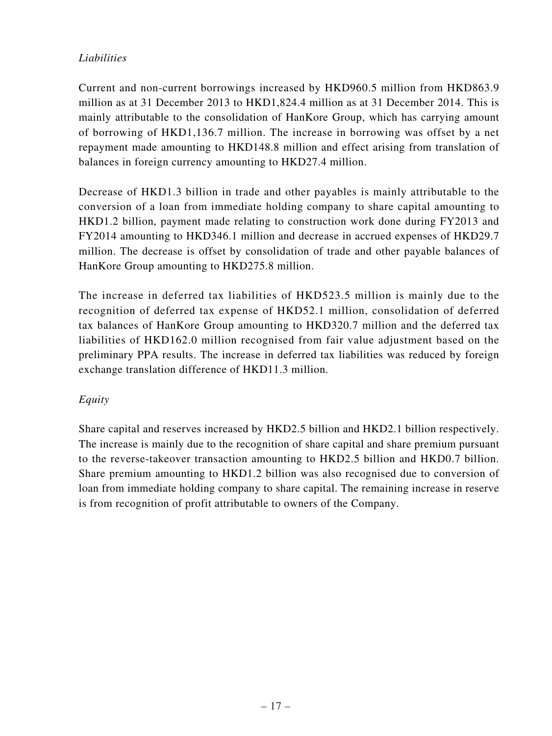*Liabilities*

Current and non-current borrowings increased by HKD960.5 million from HKD863.9 million as at 31 December 2013 to HKD1,824.4 million as at 31 December 2014. This is mainly attributable to the consolidation of HanKore Group, which has carrying amount of borrowing of HKD1,136.7 million. The increase in borrowing was offset by a net repayment made amounting to HKD148.8 million and effect arising from translation of balances in foreign currency amounting to HKD27.4 million.

Decrease of HKD1.3 billion in trade and other payables is mainly attributable to the conversion of a loan from immediate holding company to share capital amounting to HKD1.2 billion, payment made relating to construction work done during FY2013 and FY2014 amounting to HKD346.1 million and decrease in accrued expenses of HKD29.7 million. The decrease is offset by consolidation of trade and other payable balances of HanKore Group amounting to HKD275.8 million.

The increase in deferred tax liabilities of HKD523.5 million is mainly due to the recognition of deferred tax expense of HKD52.1 million, consolidation of deferred tax balances of HanKore Group amounting to HKD320.7 million and the deferred tax liabilities of HKD162.0 million recognised from fair value adjustment based on the preliminary PPA results. The increase in deferred tax liabilities was reduced by foreign exchange translation difference of HKD11.3 million.

*Equity*

Share capital and reserves increased by HKD2.5 billion and HKD2.1 billion respectively. The increase is mainly due to the recognition of share capital and share premium pursuant to the reverse-takeover transaction amounting to HKD2.5 billion and HKD0.7 billion. Share premium amounting to HKD1.2 billion was also recognised due to conversion of loan from immediate holding company to share capital. The remaining increase in reserve is from recognition of profit attributable to owners of the Company.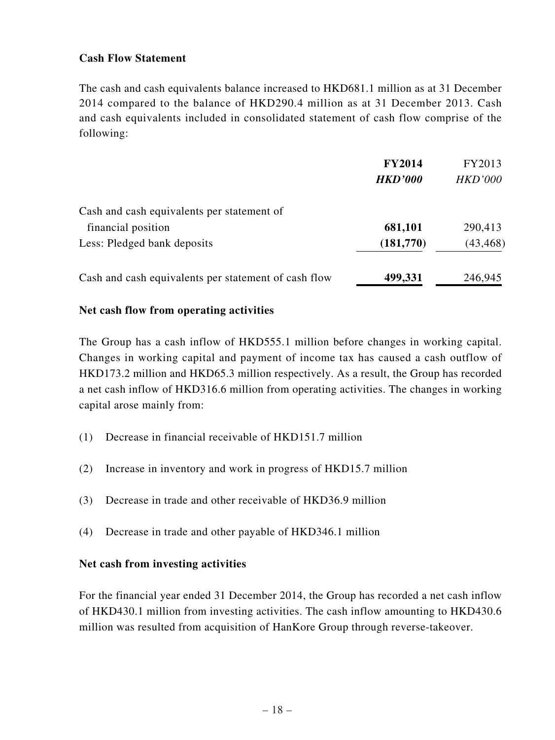**Cash Flow Statement**

The cash and cash equivalents balance increased to HKD681.1 million as at 31 December 2014 compared to the balance of HKD290.4 million as at 31 December 2013. Cash and cash equivalents included in consolidated statement of cash flow comprise of the following:

| | **FY2014** | FY2013 |
|---|---|---|
| | ***HKD'000*** | *HKD'000* |
| Cash and cash equivalents per statement of financial position | **681,101** | 290,413 |
| Less: Pledged bank deposits | **(181,770)** | (43,468) |
| Cash and cash equivalents per statement of cash flow | **499,331** | 246,945 |

**Net cash flow from operating activities**

The Group has a cash inflow of HKD555.1 million before changes in working capital. Changes in working capital and payment of income tax has caused a cash outflow of HKD173.2 million and HKD65.3 million respectively. As a result, the Group has recorded a net cash inflow of HKD316.6 million from operating activities. The changes in working capital arose mainly from:

(1) Decrease in financial receivable of HKD151.7 million

(2) Increase in inventory and work in progress of HKD15.7 million

(3) Decrease in trade and other receivable of HKD36.9 million

(4) Decrease in trade and other payable of HKD346.1 million

**Net cash from investing activities**

For the financial year ended 31 December 2014, the Group has recorded a net cash inflow of HKD430.1 million from investing activities. The cash inflow amounting to HKD430.6 million was resulted from acquisition of HanKore Group through reverse-takeover.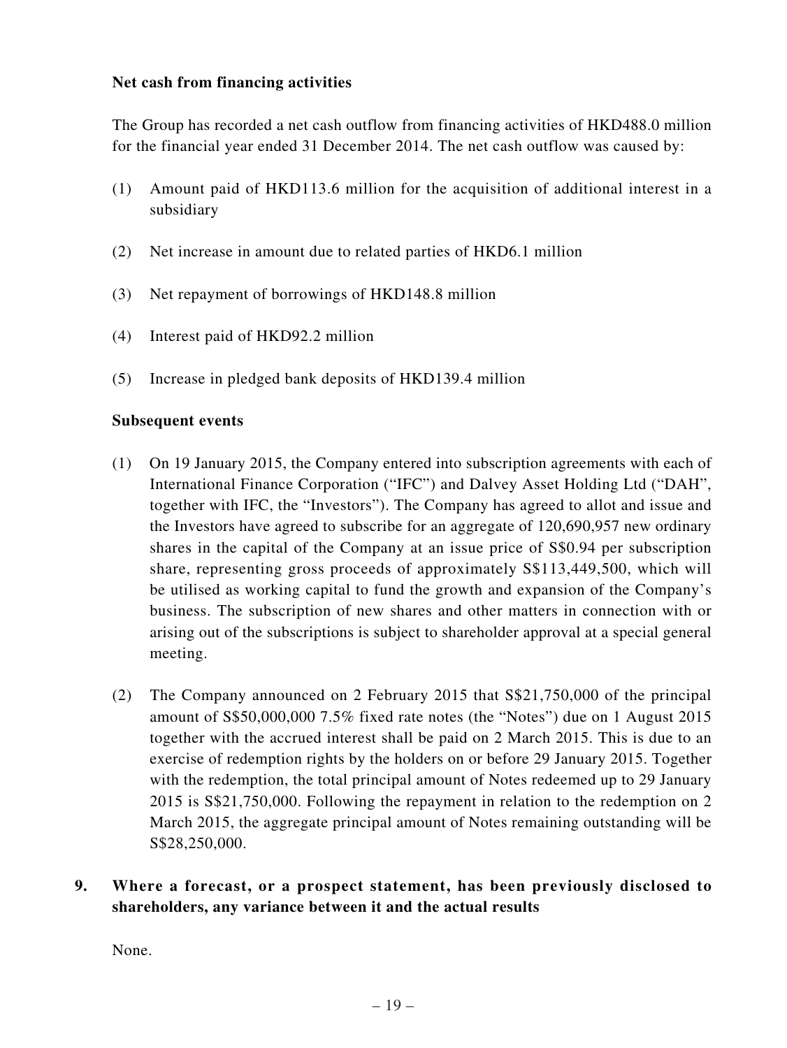**Net cash from financing activities**

The Group has recorded a net cash outflow from financing activities of HKD488.0 million for the financial year ended 31 December 2014. The net cash outflow was caused by:

(1) Amount paid of HKD113.6 million for the acquisition of additional interest in a subsidiary

(2) Net increase in amount due to related parties of HKD6.1 million

(3) Net repayment of borrowings of HKD148.8 million

(4) Interest paid of HKD92.2 million

(5) Increase in pledged bank deposits of HKD139.4 million

**Subsequent events**

(1) On 19 January 2015, the Company entered into subscription agreements with each of International Finance Corporation ("IFC") and Dalvey Asset Holding Ltd ("DAH", together with IFC, the "Investors"). The Company has agreed to allot and issue and the Investors have agreed to subscribe for an aggregate of 120,690,957 new ordinary shares in the capital of the Company at an issue price of S$0.94 per subscription share, representing gross proceeds of approximately S$113,449,500, which will be utilised as working capital to fund the growth and expansion of the Company's business. The subscription of new shares and other matters in connection with or arising out of the subscriptions is subject to shareholder approval at a special general meeting.

(2) The Company announced on 2 February 2015 that S$21,750,000 of the principal amount of S$50,000,000 7.5% fixed rate notes (the "Notes") due on 1 August 2015 together with the accrued interest shall be paid on 2 March 2015. This is due to an exercise of redemption rights by the holders on or before 29 January 2015. Together with the redemption, the total principal amount of Notes redeemed up to 29 January 2015 is S$21,750,000. Following the repayment in relation to the redemption on 2 March 2015, the aggregate principal amount of Notes remaining outstanding will be S$28,250,000.

**9. Where a forecast, or a prospect statement, has been previously disclosed to shareholders, any variance between it and the actual results**

None.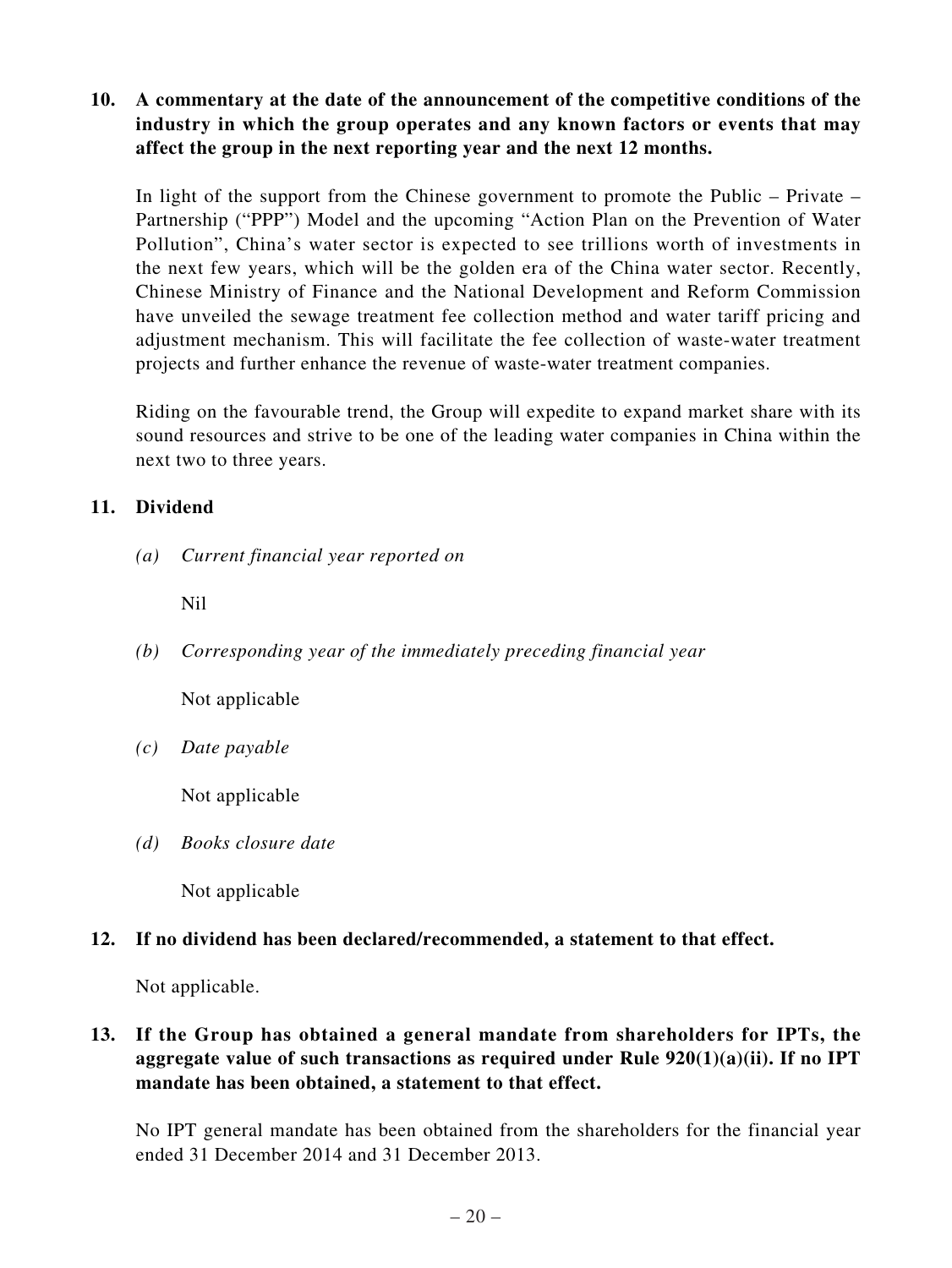**10. A commentary at the date of the announcement of the competitive conditions of the industry in which the group operates and any known factors or events that may affect the group in the next reporting year and the next 12 months.**

In light of the support from the Chinese government to promote the Public – Private – Partnership ("PPP") Model and the upcoming "Action Plan on the Prevention of Water Pollution", China's water sector is expected to see trillions worth of investments in the next few years, which will be the golden era of the China water sector. Recently, Chinese Ministry of Finance and the National Development and Reform Commission have unveiled the sewage treatment fee collection method and water tariff pricing and adjustment mechanism. This will facilitate the fee collection of waste-water treatment projects and further enhance the revenue of waste-water treatment companies.

Riding on the favourable trend, the Group will expedite to expand market share with its sound resources and strive to be one of the leading water companies in China within the next two to three years.

**11. Dividend**

*(a) Current financial year reported on*

Nil

*(b) Corresponding year of the immediately preceding financial year*

Not applicable

*(c) Date payable*

Not applicable

*(d) Books closure date*

Not applicable

**12. If no dividend has been declared/recommended, a statement to that effect.**

Not applicable.

**13. If the Group has obtained a general mandate from shareholders for IPTs, the aggregate value of such transactions as required under Rule 920(1)(a)(ii). If no IPT mandate has been obtained, a statement to that effect.**

No IPT general mandate has been obtained from the shareholders for the financial year ended 31 December 2014 and 31 December 2013.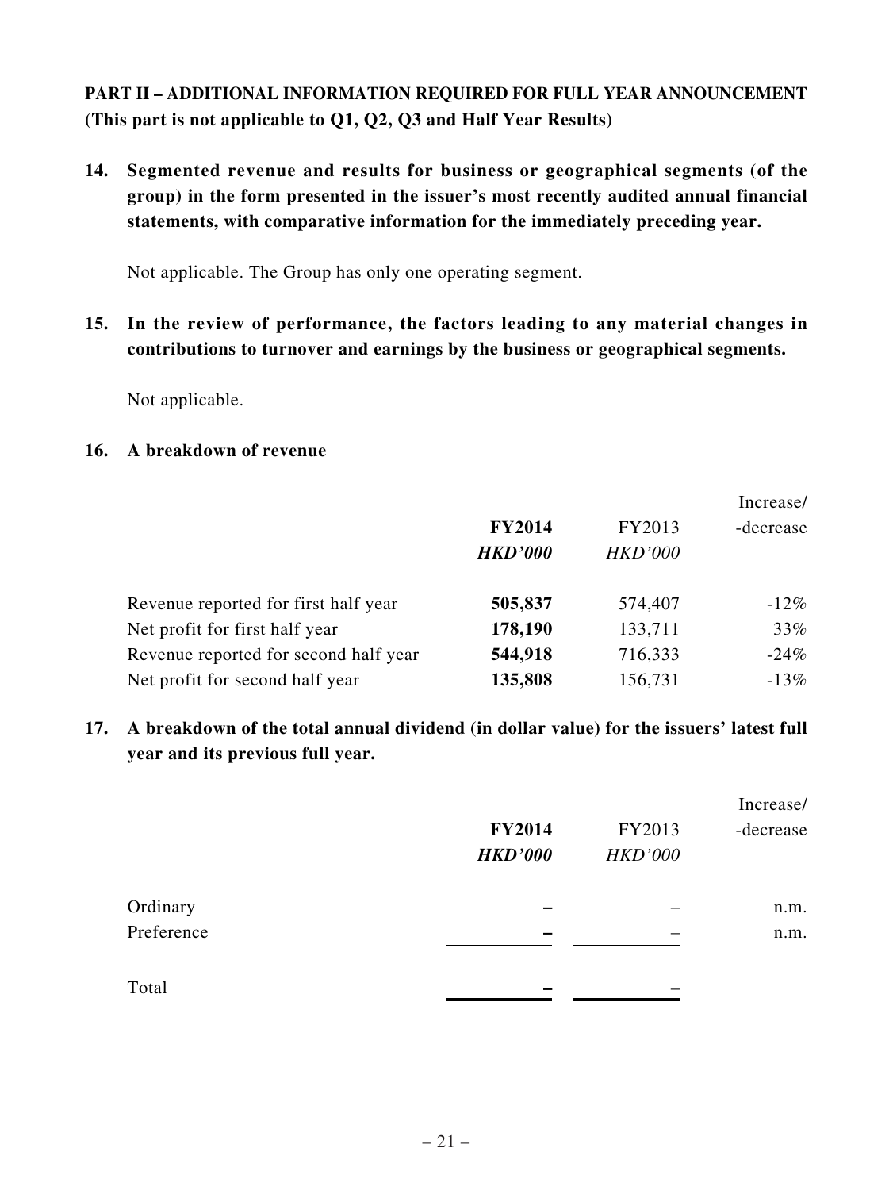**PART II – ADDITIONAL INFORMATION REQUIRED FOR FULL YEAR ANNOUNCEMENT (This part is not applicable to Q1, Q2, Q3 and Half Year Results)**

**14. Segmented revenue and results for business or geographical segments (of the group) in the form presented in the issuer's most recently audited annual financial statements, with comparative information for the immediately preceding year.**

Not applicable. The Group has only one operating segment.

**15. In the review of performance, the factors leading to any material changes in contributions to turnover and earnings by the business or geographical segments.**

Not applicable.

**16. A breakdown of revenue**

| | **FY2014** | FY2013 | Increase/ -decrease |
|---|---|---|---|
| | ***HKD'000*** | *HKD'000* | |
| Revenue reported for first half year | **505,837** | 574,407 | -12% |
| Net profit for first half year | **178,190** | 133,711 | 33% |
| Revenue reported for second half year | **544,918** | 716,333 | -24% |
| Net profit for second half year | **135,808** | 156,731 | -13% |

**17. A breakdown of the total annual dividend (in dollar value) for the issuers' latest full year and its previous full year.**

| | **FY2014** | FY2013 | Increase/ -decrease |
|---|---|---|---|
| | ***HKD'000*** | *HKD'000* | |
| Ordinary | **–** | – | n.m. |
| Preference | **–** | – | n.m. |
| Total | **–** | – | |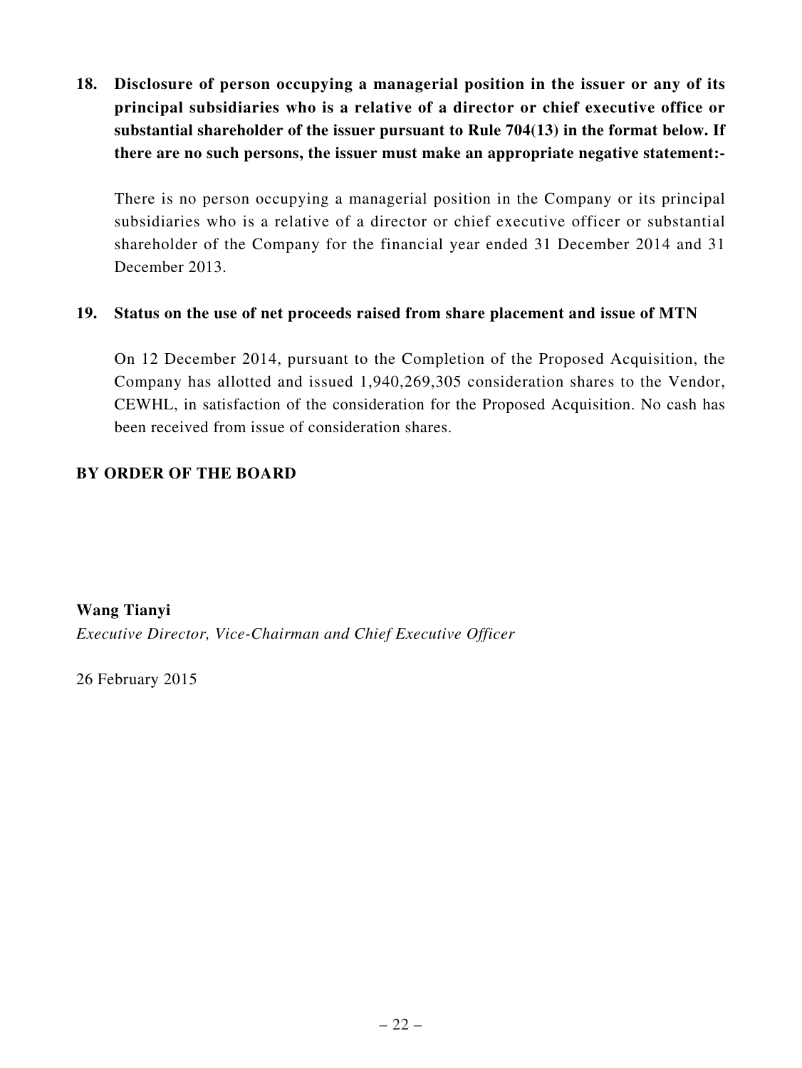**18. Disclosure of person occupying a managerial position in the issuer or any of its principal subsidiaries who is a relative of a director or chief executive office or substantial shareholder of the issuer pursuant to Rule 704(13) in the format below. If there are no such persons, the issuer must make an appropriate negative statement:-**

There is no person occupying a managerial position in the Company or its principal subsidiaries who is a relative of a director or chief executive officer or substantial shareholder of the Company for the financial year ended 31 December 2014 and 31 December 2013.

**19. Status on the use of net proceeds raised from share placement and issue of MTN**

On 12 December 2014, pursuant to the Completion of the Proposed Acquisition, the Company has allotted and issued 1,940,269,305 consideration shares to the Vendor, CEWHL, in satisfaction of the consideration for the Proposed Acquisition. No cash has been received from issue of consideration shares.

**BY ORDER OF THE BOARD**

**Wang Tianyi**
*Executive Director, Vice-Chairman and Chief Executive Officer*

26 February 2015